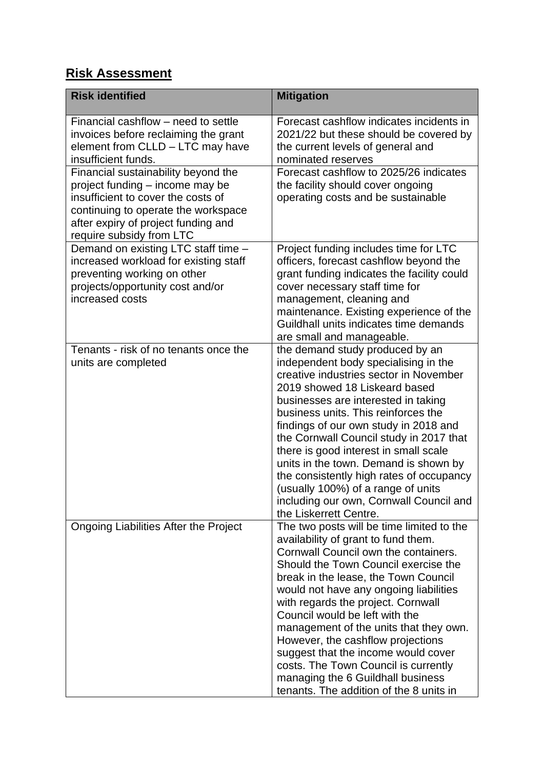## Risk Assessment

| Risk identified | Mitigation |
|---|---|
| Financial cashflow – need to settle invoices before reclaiming the grant element from CLLD – LTC may have insufficient funds. | Forecast cashflow indicates incidents in 2021/22 but these should be covered by the current levels of general and nominated reserves |
| Financial sustainability beyond the project funding – income may be insufficient to cover the costs of continuing to operate the workspace after expiry of project funding and require subsidy from LTC | Forecast cashflow to 2025/26 indicates the facility should cover ongoing operating costs and be sustainable |
| Demand on existing LTC staff time – increased workload for existing staff preventing working on other projects/opportunity cost and/or increased costs | Project funding includes time for LTC officers, forecast cashflow beyond the grant funding indicates the facility could cover necessary staff time for management, cleaning and maintenance. Existing experience of the Guildhall units indicates time demands are small and manageable. |
| Tenants - risk of no tenants once the units are completed | the demand study produced by an independent body specialising in the creative industries sector in November 2019 showed 18 Liskeard based businesses are interested in taking business units. This reinforces the findings of our own study in 2018 and the Cornwall Council study in 2017 that there is good interest in small scale units in the town. Demand is shown by the consistently high rates of occupancy (usually 100%) of a range of units including our own, Cornwall Council and the Liskerrett Centre. |
| Ongoing Liabilities After the Project | The two posts will be time limited to the availability of grant to fund them. Cornwall Council own the containers. Should the Town Council exercise the break in the lease, the Town Council would not have any ongoing liabilities with regards the project. Cornwall Council would be left with the management of the units that they own. However, the cashflow projections suggest that the income would cover costs. The Town Council is currently managing the 6 Guildhall business tenants. The addition of the 8 units in |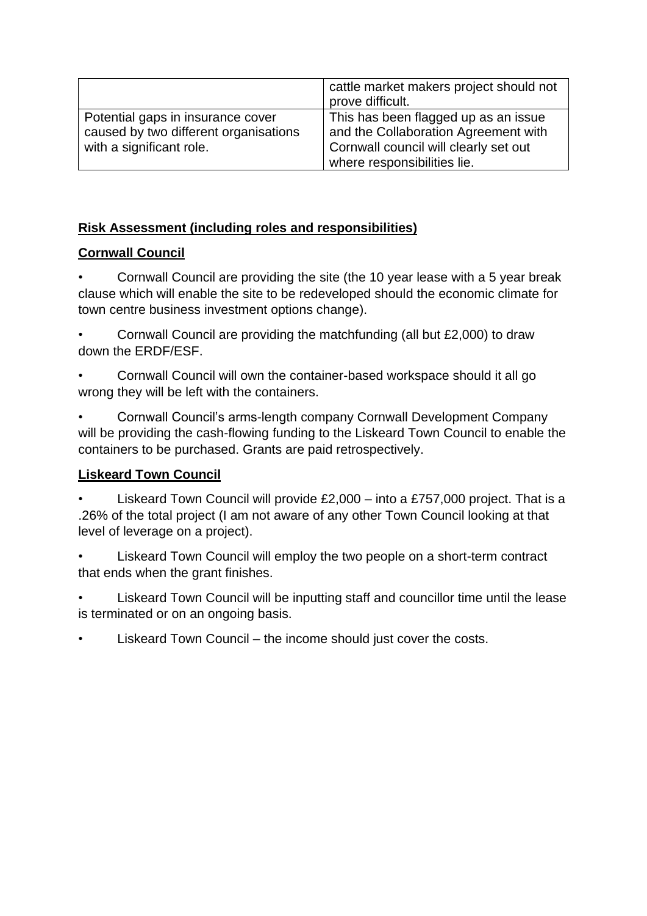| | |
|---|---|
| | cattle market makers project should not prove difficult. |
| Potential gaps in insurance cover caused by two different organisations with a significant role. | This has been flagged up as an issue and the Collaboration Agreement with Cornwall council will clearly set out where responsibilities lie. |

**Risk Assessment (including roles and responsibilities)**

**Cornwall Council**

- Cornwall Council are providing the site (the 10 year lease with a 5 year break clause which will enable the site to be redeveloped should the economic climate for town centre business investment options change).
- Cornwall Council are providing the matchfunding (all but £2,000) to draw down the ERDF/ESF.
- Cornwall Council will own the container-based workspace should it all go wrong they will be left with the containers.
- Cornwall Council's arms-length company Cornwall Development Company will be providing the cash-flowing funding to the Liskeard Town Council to enable the containers to be purchased. Grants are paid retrospectively.

**Liskeard Town Council**

- Liskeard Town Council will provide £2,000 – into a £757,000 project. That is a .26% of the total project (I am not aware of any other Town Council looking at that level of leverage on a project).
- Liskeard Town Council will employ the two people on a short-term contract that ends when the grant finishes.
- Liskeard Town Council will be inputting staff and councillor time until the lease is terminated or on an ongoing basis.
- Liskeard Town Council – the income should just cover the costs.